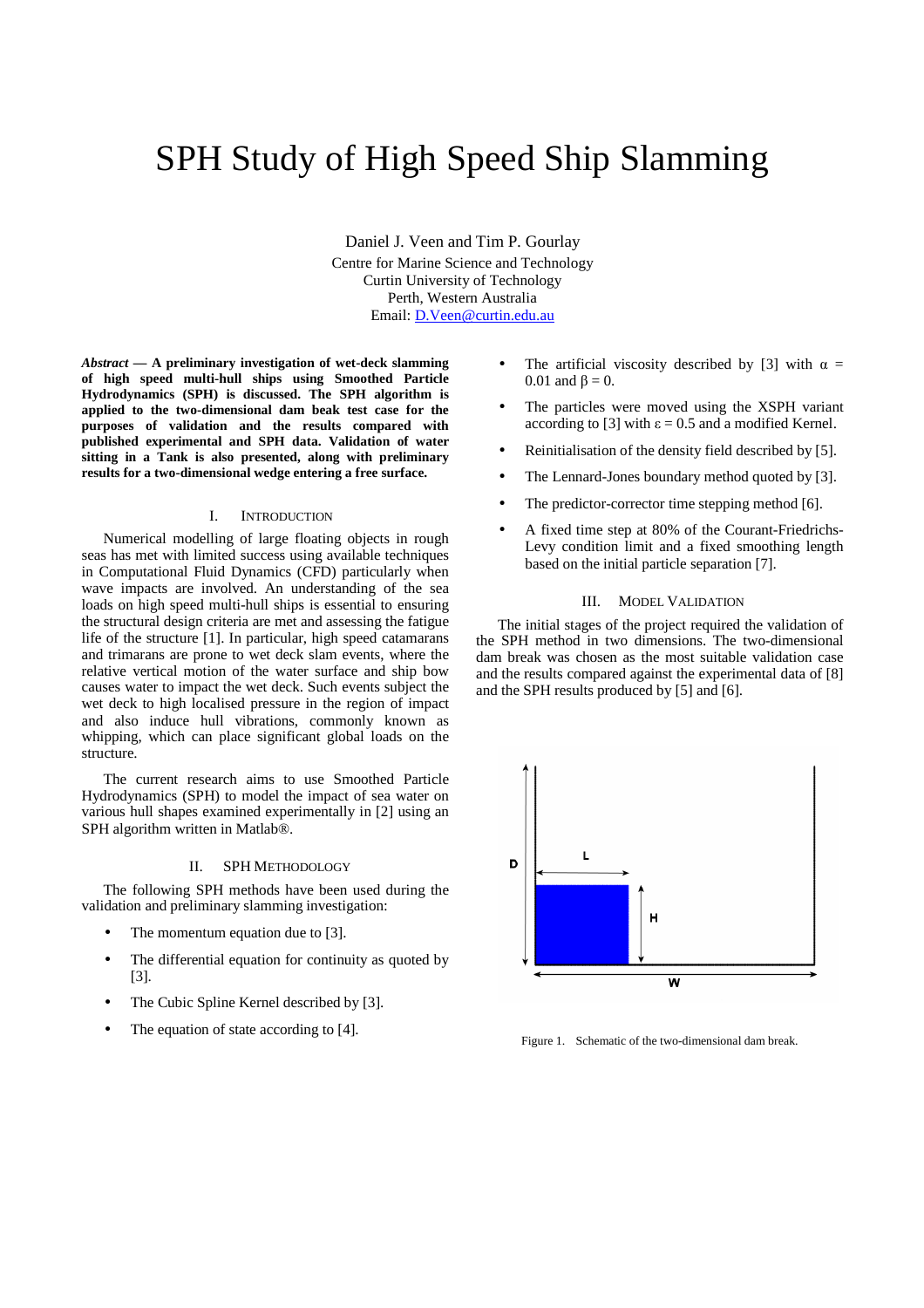# SPH Study of High Speed Ship Slamming

Daniel J. Veen and Tim P. Gourlay
Centre for Marine Science and Technology
Curtin University of Technology
Perth, Western Australia
Email: D.Veen@curtin.edu.au

***Abstract* — A preliminary investigation of wet-deck slamming of high speed multi-hull ships using Smoothed Particle Hydrodynamics (SPH) is discussed. The SPH algorithm is applied to the two-dimensional dam beak test case for the purposes of validation and the results compared with published experimental and SPH data. Validation of water sitting in a Tank is also presented, along with preliminary results for a two-dimensional wedge entering a free surface.**

## I. Introduction

Numerical modelling of large floating objects in rough seas has met with limited success using available techniques in Computational Fluid Dynamics (CFD) particularly when wave impacts are involved. An understanding of the sea loads on high speed multi-hull ships is essential to ensuring the structural design criteria are met and assessing the fatigue life of the structure [1]. In particular, high speed catamarans and trimarans are prone to wet deck slam events, where the relative vertical motion of the water surface and ship bow causes water to impact the wet deck. Such events subject the wet deck to high localised pressure in the region of impact and also induce hull vibrations, commonly known as whipping, which can place significant global loads on the structure.

The current research aims to use Smoothed Particle Hydrodynamics (SPH) to model the impact of sea water on various hull shapes examined experimentally in [2] using an SPH algorithm written in Matlab®.

## II. SPH Methodology

The following SPH methods have been used during the validation and preliminary slamming investigation:

- The momentum equation due to [3].
- The differential equation for continuity as quoted by [3].
- The Cubic Spline Kernel described by [3].
- The equation of state according to [4].
- The artificial viscosity described by [3] with $\alpha = 0.01$ and $\beta = 0$.
- The particles were moved using the XSPH variant according to [3] with $\varepsilon = 0.5$ and a modified Kernel.
- Reinitialisation of the density field described by [5].
- The Lennard-Jones boundary method quoted by [3].
- The predictor-corrector time stepping method [6].
- A fixed time step at 80% of the Courant-Friedrichs-Levy condition limit and a fixed smoothing length based on the initial particle separation [7].

## III. Model Validation

The initial stages of the project required the validation of the SPH method in two dimensions. The two-dimensional dam break was chosen as the most suitable validation case and the results compared against the experimental data of [8] and the SPH results produced by [5] and [6].

Figure 1. Schematic of the two-dimensional dam break.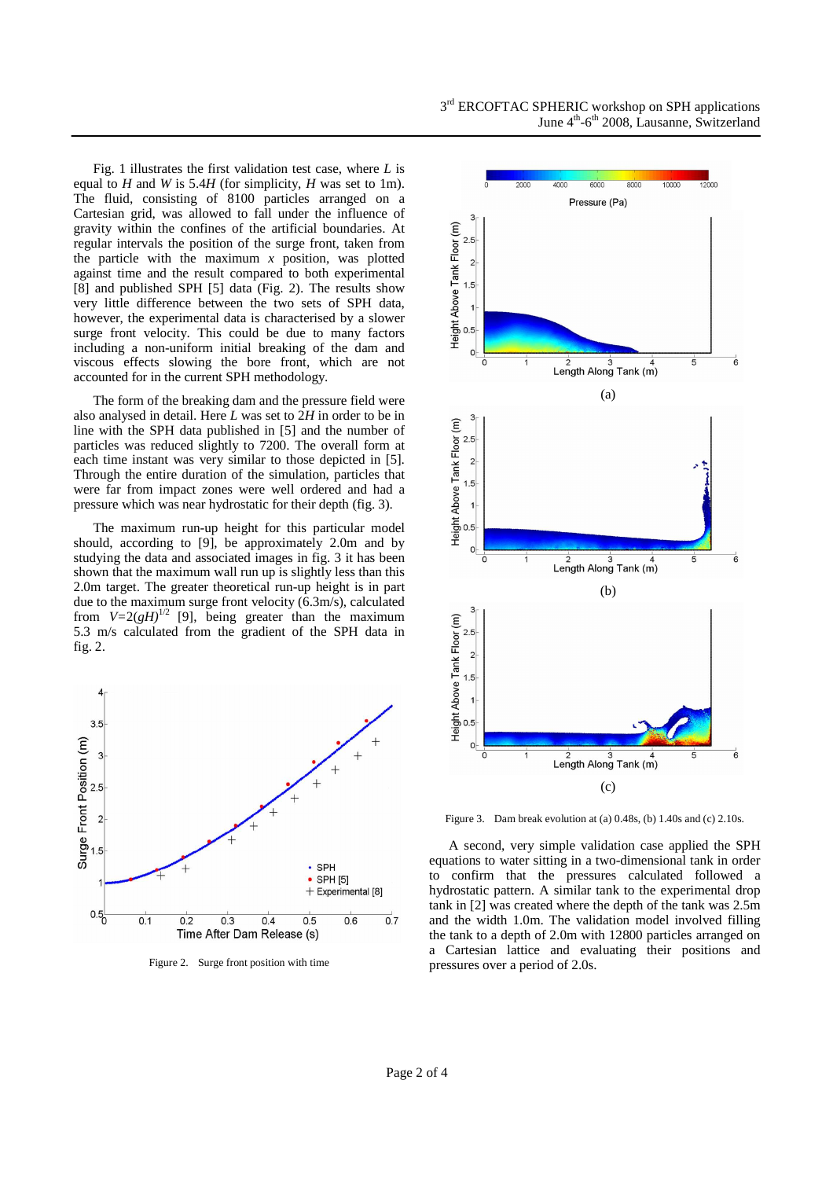Fig. 1 illustrates the first validation test case, where $L$ is equal to $H$ and $W$ is $5.4H$ (for simplicity, $H$ was set to 1m). The fluid, consisting of 8100 particles arranged on a Cartesian grid, was allowed to fall under the influence of gravity within the confines of the artificial boundaries. At regular intervals the position of the surge front, taken from the particle with the maximum $x$ position, was plotted against time and the result compared to both experimental [8] and published SPH [5] data (Fig. 2). The results show very little difference between the two sets of SPH data, however, the experimental data is characterised by a slower surge front velocity. This could be due to many factors including a non-uniform initial breaking of the dam and viscous effects slowing the bore front, which are not accounted for in the current SPH methodology.

The form of the breaking dam and the pressure field were also analysed in detail. Here $L$ was set to $2H$ in order to be in line with the SPH data published in [5] and the number of particles was reduced slightly to 7200. The overall form at each time instant was very similar to those depicted in [5]. Through the entire duration of the simulation, particles that were far from impact zones were well ordered and had a pressure which was near hydrostatic for their depth (fig. 3).

The maximum run-up height for this particular model should, according to [9], be approximately 2.0m and by studying the data and associated images in fig. 3 it has been shown that the maximum wall run up is slightly less than this 2.0m target. The greater theoretical run-up height is in part due to the maximum surge front velocity (6.3m/s), calculated from $V=2(gH)^{1/2}$ [9], being greater than the maximum 5.3 m/s calculated from the gradient of the SPH data in fig. 2.

Figure 2. Surge front position with time

Figure 3. Dam break evolution at (a) 0.48s, (b) 1.40s and (c) 2.10s.

A second, very simple validation case applied the SPH equations to water sitting in a two-dimensional tank in order to confirm that the pressures calculated followed a hydrostatic pattern. A similar tank to the experimental drop tank in [2] was created where the depth of the tank was 2.5m and the width 1.0m. The validation model involved filling the tank to a depth of 2.0m with 12800 particles arranged on a Cartesian lattice and evaluating their positions and pressures over a period of 2.0s.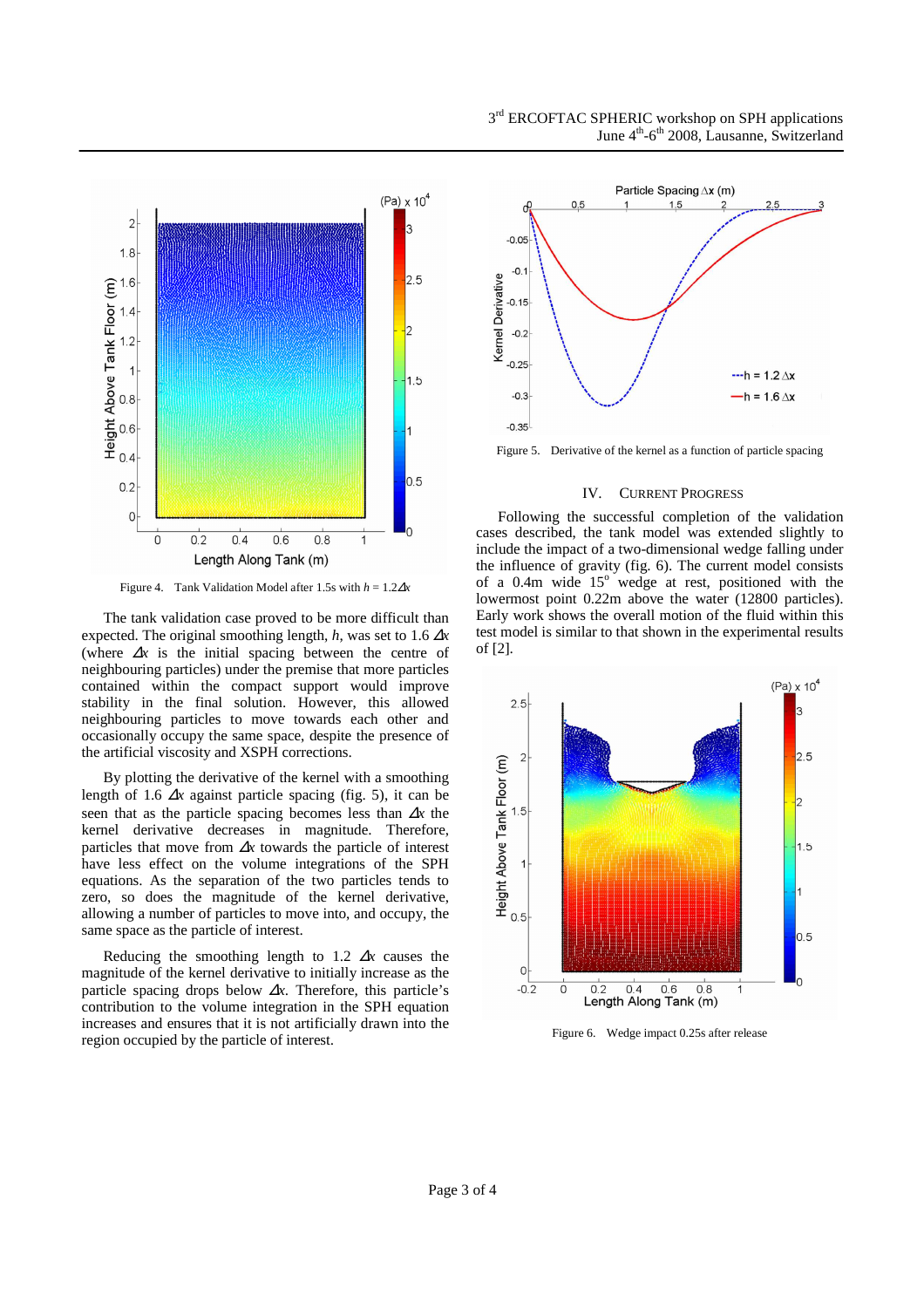Figure 4. Tank Validation Model after 1.5s with $h = 1.2\Delta x$

The tank validation case proved to be more difficult than expected. The original smoothing length, $h$, was set to 1.6 $\Delta x$ (where $\Delta x$ is the initial spacing between the centre of neighbouring particles) under the premise that more particles contained within the compact support would improve stability in the final solution. However, this allowed neighbouring particles to move towards each other and occasionally occupy the same space, despite the presence of the artificial viscosity and XSPH corrections.

By plotting the derivative of the kernel with a smoothing length of 1.6 $\Delta x$ against particle spacing (fig. 5), it can be seen that as the particle spacing becomes less than $\Delta x$ the kernel derivative decreases in magnitude. Therefore, particles that move from $\Delta x$ towards the particle of interest have less effect on the volume integrations of the SPH equations. As the separation of the two particles tends to zero, so does the magnitude of the kernel derivative, allowing a number of particles to move into, and occupy, the same space as the particle of interest.

Reducing the smoothing length to 1.2 $\Delta x$ causes the magnitude of the kernel derivative to initially increase as the particle spacing drops below $\Delta x$. Therefore, this particle's contribution to the volume integration in the SPH equation increases and ensures that it is not artificially drawn into the region occupied by the particle of interest.

Figure 5. Derivative of the kernel as a function of particle spacing

## IV. Current Progress

Following the successful completion of the validation cases described, the tank model was extended slightly to include the impact of a two-dimensional wedge falling under the influence of gravity (fig. 6). The current model consists of a 0.4m wide 15° wedge at rest, positioned with the lowermost point 0.22m above the water (12800 particles). Early work shows the overall motion of the fluid within this test model is similar to that shown in the experimental results of [2].

Figure 6. Wedge impact 0.25s after release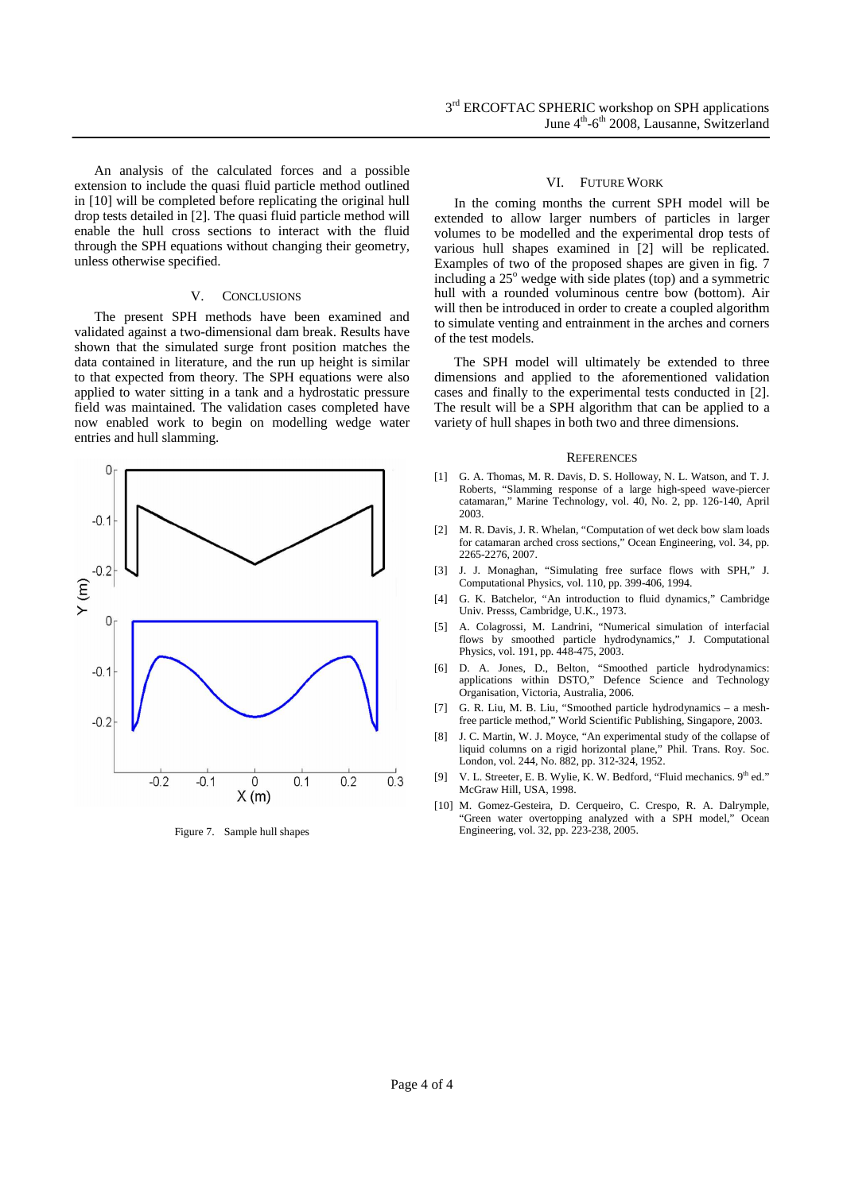An analysis of the calculated forces and a possible extension to include the quasi fluid particle method outlined in [10] will be completed before replicating the original hull drop tests detailed in [2]. The quasi fluid particle method will enable the hull cross sections to interact with the fluid through the SPH equations without changing their geometry, unless otherwise specified.

## V. Conclusions

The present SPH methods have been examined and validated against a two-dimensional dam break. Results have shown that the simulated surge front position matches the data contained in literature, and the run up height is similar to that expected from theory. The SPH equations were also applied to water sitting in a tank and a hydrostatic pressure field was maintained. The validation cases completed have now enabled work to begin on modelling wedge water entries and hull slamming.

0
-0.1
-0.2
Y (m)
0
-0.1
-0.2
-0.2 -0.1 0 0.1 0.2 0.3
X (m)

Figure 7. Sample hull shapes

## VI. Future Work

In the coming months the current SPH model will be extended to allow larger numbers of particles in larger volumes to be modelled and the experimental drop tests of various hull shapes examined in [2] will be replicated. Examples of two of the proposed shapes are given in fig. 7 including a 25° wedge with side plates (top) and a symmetric hull with a rounded voluminous centre bow (bottom). Air will then be introduced in order to create a coupled algorithm to simulate venting and entrainment in the arches and corners of the test models.

The SPH model will ultimately be extended to three dimensions and applied to the aforementioned validation cases and finally to the experimental tests conducted in [2]. The result will be a SPH algorithm that can be applied to a variety of hull shapes in both two and three dimensions.

## References

[1] G. A. Thomas, M. R. Davis, D. S. Holloway, N. L. Watson, and T. J. Roberts, "Slamming response of a large high-speed wave-piercer catamaran," Marine Technology, vol. 40, No. 2, pp. 126-140, April 2003.

[2] M. R. Davis, J. R. Whelan, "Computation of wet deck bow slam loads for catamaran arched cross sections," Ocean Engineering, vol. 34, pp. 2265-2276, 2007.

[3] J. J. Monaghan, "Simulating free surface flows with SPH," J. Computational Physics, vol. 110, pp. 399-406, 1994.

[4] G. K. Batchelor, "An introduction to fluid dynamics," Cambridge Univ. Presss, Cambridge, U.K., 1973.

[5] A. Colagrossi, M. Landrini, "Numerical simulation of interfacial flows by smoothed particle hydrodynamics," J. Computational Physics, vol. 191, pp. 448-475, 2003.

[6] D. A. Jones, D., Belton, "Smoothed particle hydrodynamics: applications within DSTO," Defence Science and Technology Organisation, Victoria, Australia, 2006.

[7] G. R. Liu, M. B. Liu, "Smoothed particle hydrodynamics – a mesh-free particle method," World Scientific Publishing, Singapore, 2003.

[8] J. C. Martin, W. J. Moyce, "An experimental study of the collapse of liquid columns on a rigid horizontal plane," Phil. Trans. Roy. Soc. London, vol. 244, No. 882, pp. 312-324, 1952.

[9] V. L. Streeter, E. B. Wylie, K. W. Bedford, "Fluid mechanics. 9th ed." McGraw Hill, USA, 1998.

[10] M. Gomez-Gesteira, D. Cerqueiro, C. Crespo, R. A. Dalrymple, "Green water overtopping analyzed with a SPH model," Ocean Engineering, vol. 32, pp. 223-238, 2005.